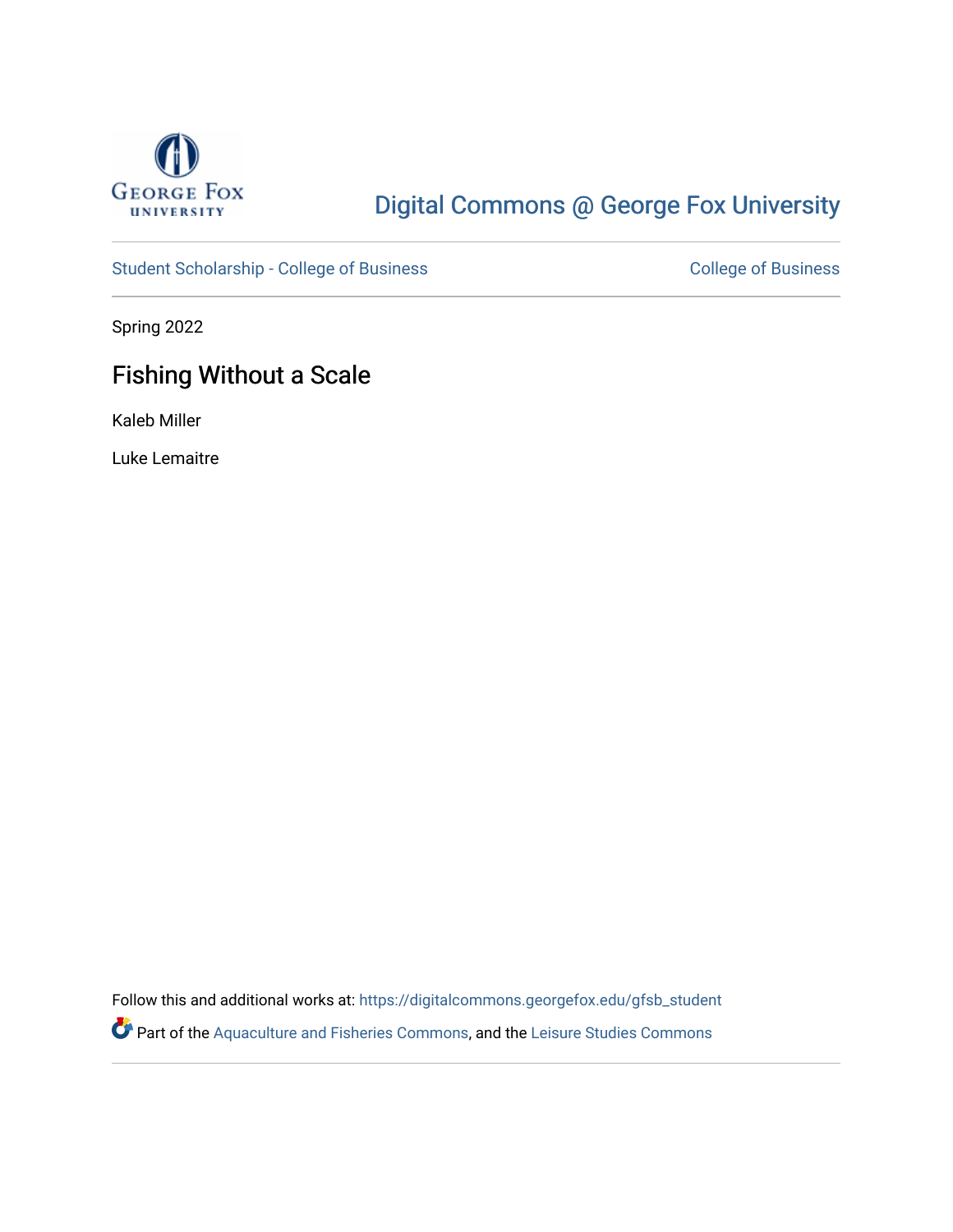George Fox University

# Digital Commons @ George Fox University

Student Scholarship - College of Business | College of Business

Spring 2022

## Fishing Without a Scale

Kaleb Miller

Luke Lemaitre

Follow this and additional works at: https://digitalcommons.georgefox.edu/gfsb_student

Part of the Aquaculture and Fisheries Commons, and the Leisure Studies Commons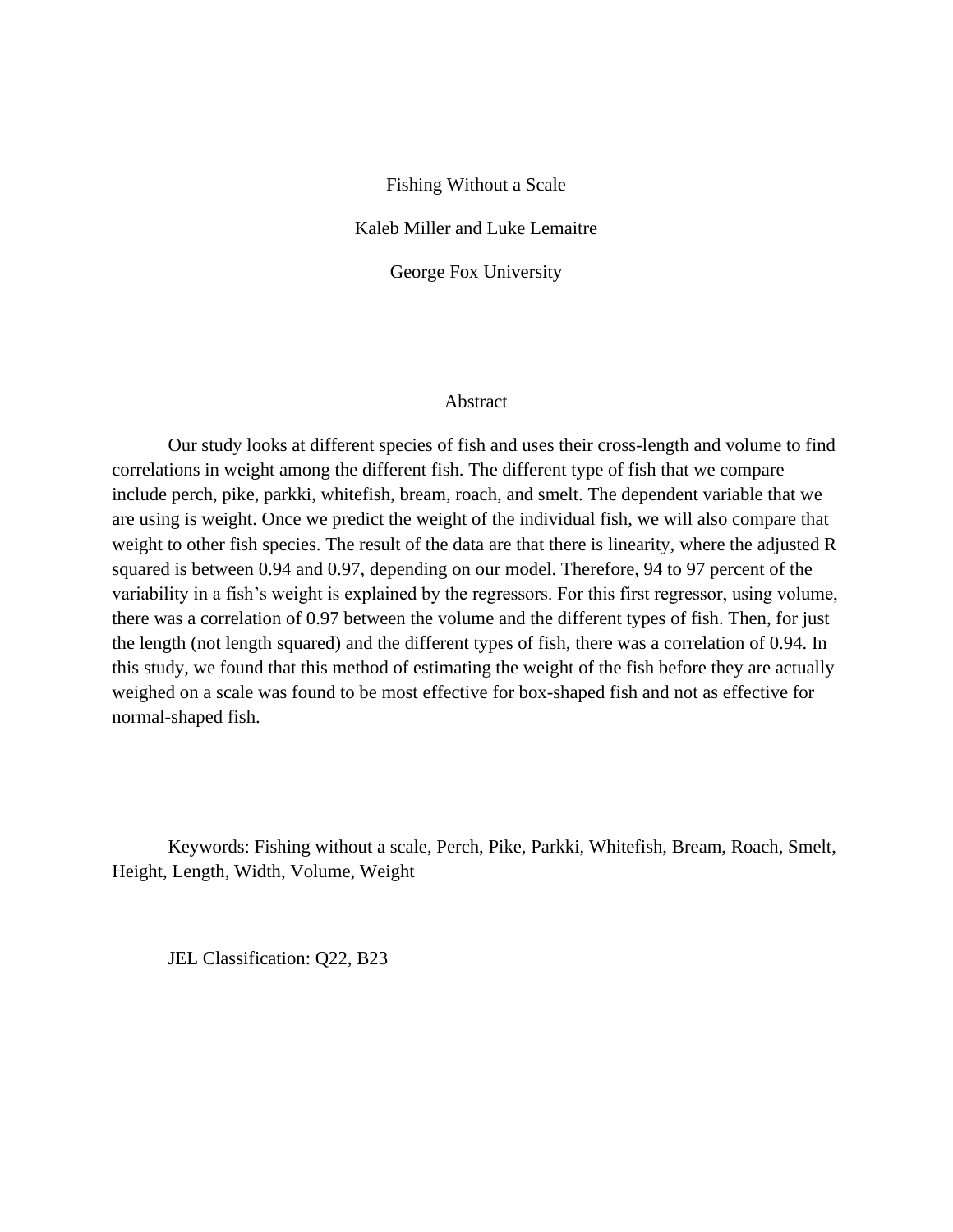Fishing Without a Scale

Kaleb Miller and Luke Lemaitre

George Fox University

## Abstract

Our study looks at different species of fish and uses their cross-length and volume to find correlations in weight among the different fish. The different type of fish that we compare include perch, pike, parkki, whitefish, bream, roach, and smelt. The dependent variable that we are using is weight. Once we predict the weight of the individual fish, we will also compare that weight to other fish species. The result of the data are that there is linearity, where the adjusted R squared is between 0.94 and 0.97, depending on our model. Therefore, 94 to 97 percent of the variability in a fish's weight is explained by the regressors. For this first regressor, using volume, there was a correlation of 0.97 between the volume and the different types of fish. Then, for just the length (not length squared) and the different types of fish, there was a correlation of 0.94. In this study, we found that this method of estimating the weight of the fish before they are actually weighed on a scale was found to be most effective for box-shaped fish and not as effective for normal-shaped fish.

Keywords: Fishing without a scale, Perch, Pike, Parkki, Whitefish, Bream, Roach, Smelt, Height, Length, Width, Volume, Weight

JEL Classification: Q22, B23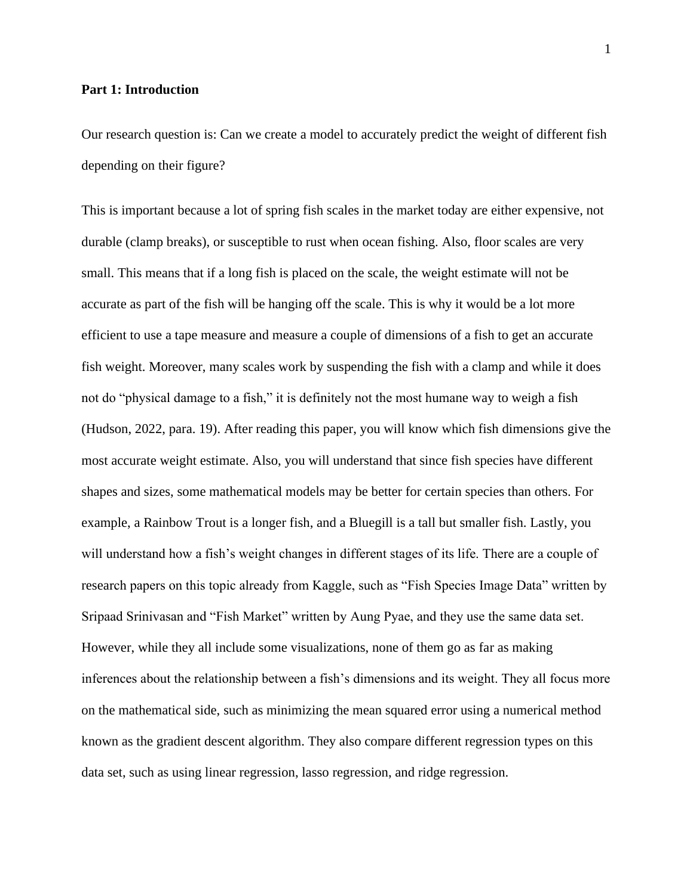**Part 1: Introduction**

Our research question is: Can we create a model to accurately predict the weight of different fish depending on their figure?

This is important because a lot of spring fish scales in the market today are either expensive, not durable (clamp breaks), or susceptible to rust when ocean fishing. Also, floor scales are very small. This means that if a long fish is placed on the scale, the weight estimate will not be accurate as part of the fish will be hanging off the scale. This is why it would be a lot more efficient to use a tape measure and measure a couple of dimensions of a fish to get an accurate fish weight. Moreover, many scales work by suspending the fish with a clamp and while it does not do "physical damage to a fish," it is definitely not the most humane way to weigh a fish (Hudson, 2022, para. 19). After reading this paper, you will know which fish dimensions give the most accurate weight estimate. Also, you will understand that since fish species have different shapes and sizes, some mathematical models may be better for certain species than others. For example, a Rainbow Trout is a longer fish, and a Bluegill is a tall but smaller fish. Lastly, you will understand how a fish's weight changes in different stages of its life. There are a couple of research papers on this topic already from Kaggle, such as "Fish Species Image Data" written by Sripaad Srinivasan and "Fish Market" written by Aung Pyae, and they use the same data set. However, while they all include some visualizations, none of them go as far as making inferences about the relationship between a fish's dimensions and its weight. They all focus more on the mathematical side, such as minimizing the mean squared error using a numerical method known as the gradient descent algorithm. They also compare different regression types on this data set, such as using linear regression, lasso regression, and ridge regression.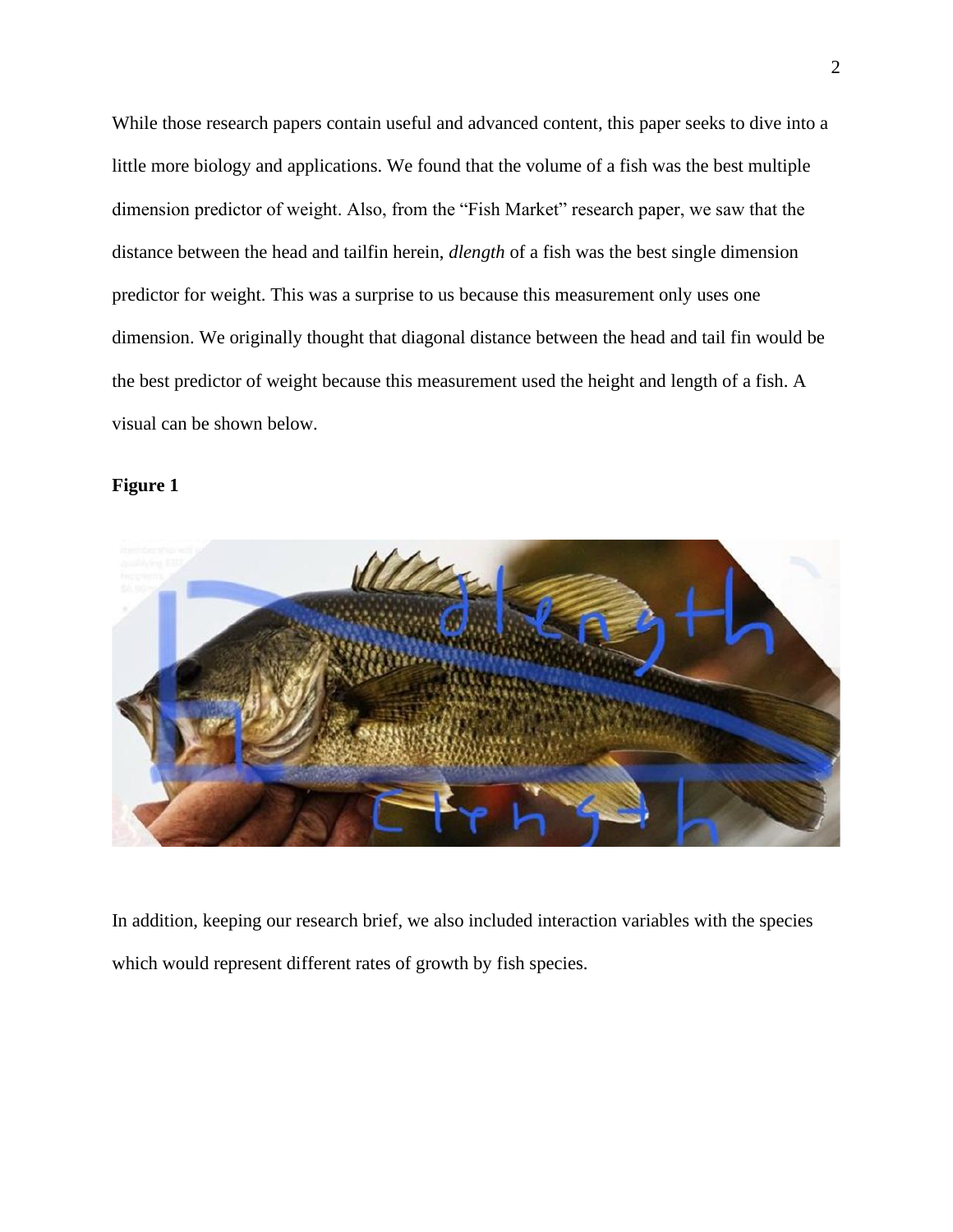While those research papers contain useful and advanced content, this paper seeks to dive into a little more biology and applications. We found that the volume of a fish was the best multiple dimension predictor of weight. Also, from the "Fish Market" research paper, we saw that the distance between the head and tailfin herein, *dlength* of a fish was the best single dimension predictor for weight. This was a surprise to us because this measurement only uses one dimension. We originally thought that diagonal distance between the head and tail fin would be the best predictor of weight because this measurement used the height and length of a fish. A visual can be shown below.

**Figure 1**

In addition, keeping our research brief, we also included interaction variables with the species which would represent different rates of growth by fish species.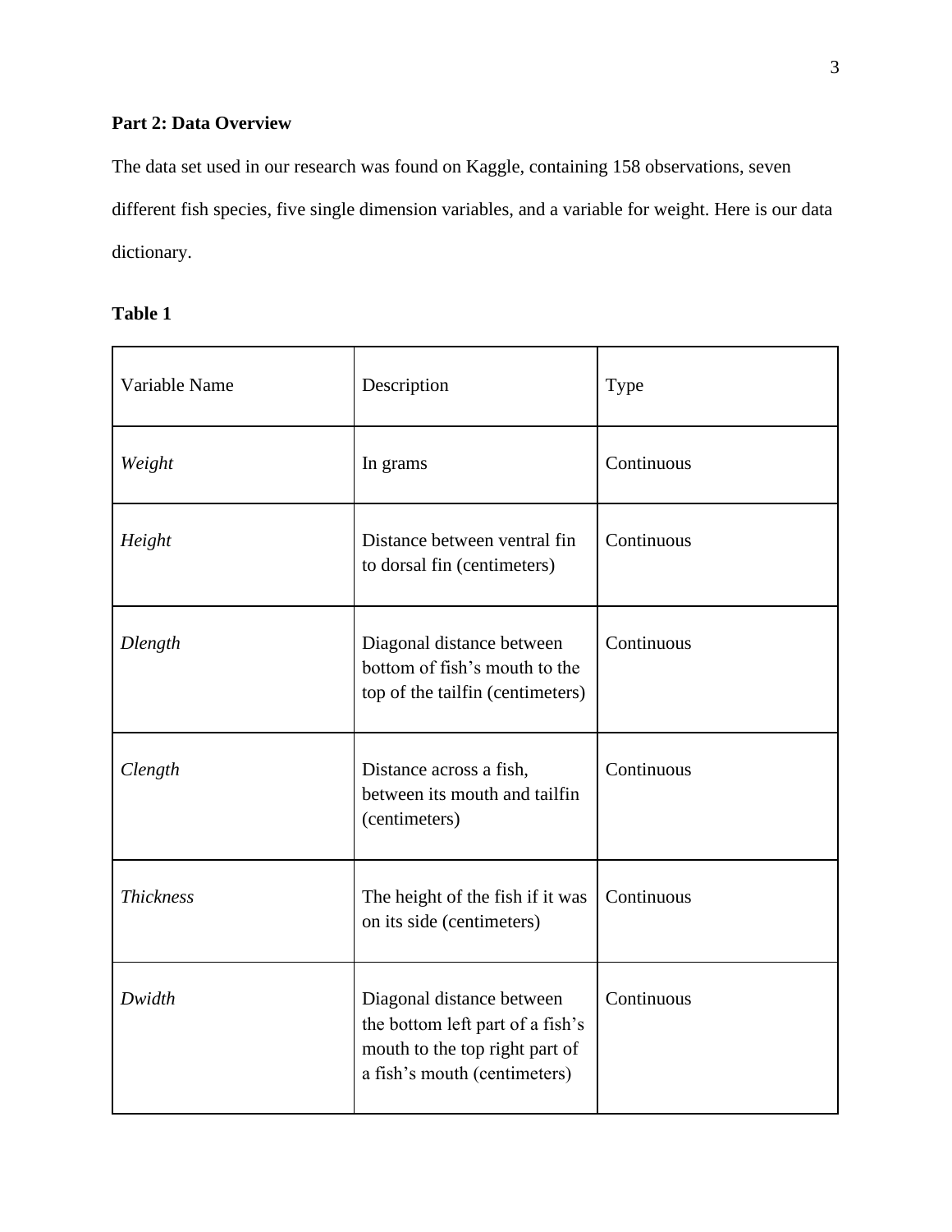**Part 2: Data Overview**

The data set used in our research was found on Kaggle, containing 158 observations, seven different fish species, five single dimension variables, and a variable for weight. Here is our data dictionary.

**Table 1**

| Variable Name | Description | Type |
| --- | --- | --- |
| *Weight* | In grams | Continuous |
| *Height* | Distance between ventral fin to dorsal fin (centimeters) | Continuous |
| *Dlength* | Diagonal distance between bottom of fish's mouth to the top of the tailfin (centimeters) | Continuous |
| *Clength* | Distance across a fish, between its mouth and tailfin (centimeters) | Continuous |
| *Thickness* | The height of the fish if it was on its side (centimeters) | Continuous |
| *Dwidth* | Diagonal distance between the bottom left part of a fish's mouth to the top right part of a fish's mouth (centimeters) | Continuous |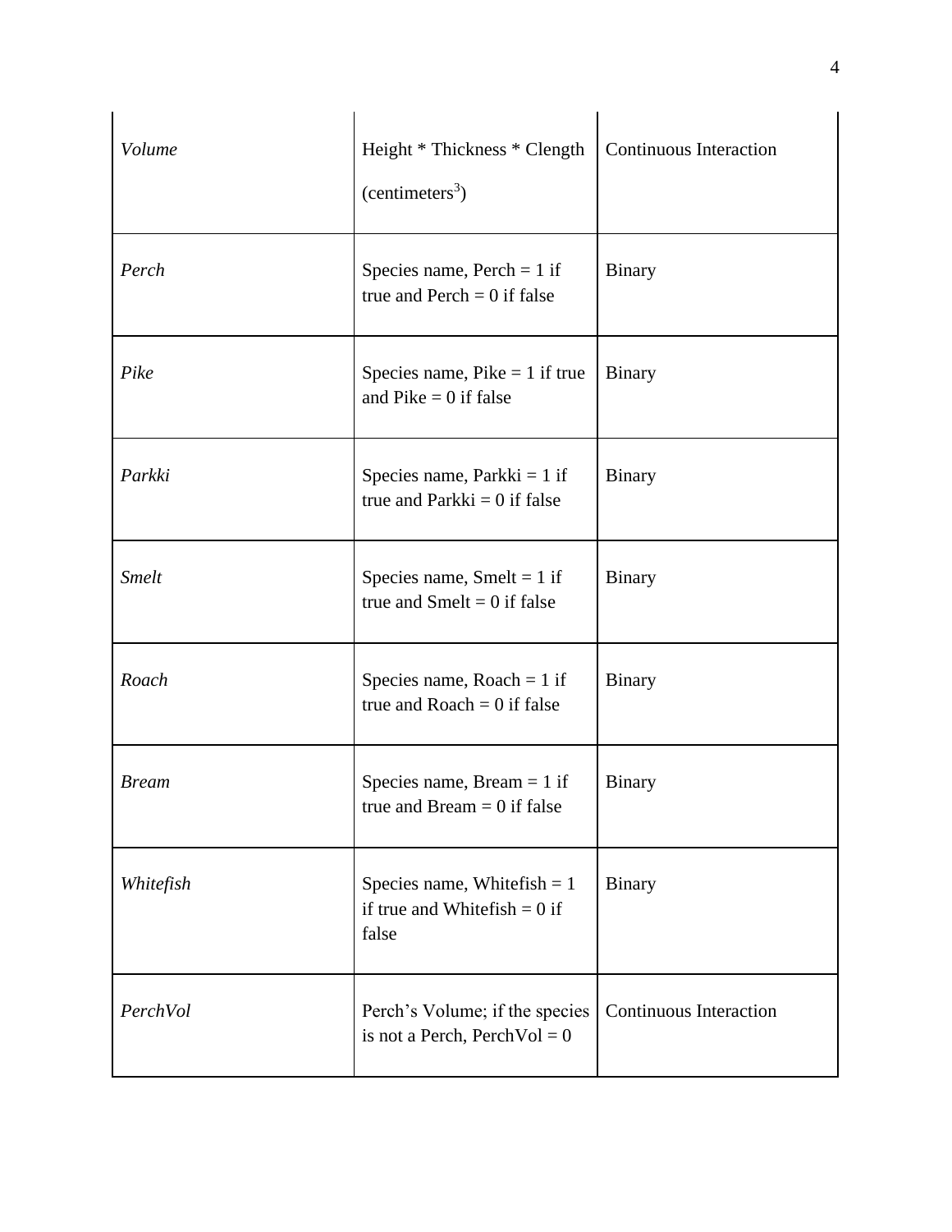| | | |
|---|---|---|
| *Volume* | Height * Thickness * Clength (centimeters$^3$) | Continuous Interaction |
| *Perch* | Species name, Perch = 1 if true and Perch = 0 if false | Binary |
| *Pike* | Species name, Pike = 1 if true and Pike = 0 if false | Binary |
| *Parkki* | Species name, Parkki = 1 if true and Parkki = 0 if false | Binary |
| *Smelt* | Species name, Smelt = 1 if true and Smelt = 0 if false | Binary |
| *Roach* | Species name, Roach = 1 if true and Roach = 0 if false | Binary |
| *Bream* | Species name, Bream = 1 if true and Bream = 0 if false | Binary |
| *Whitefish* | Species name, Whitefish = 1 if true and Whitefish = 0 if false | Binary |
| *PerchVol* | Perch's Volume; if the species is not a Perch, PerchVol = 0 | Continuous Interaction |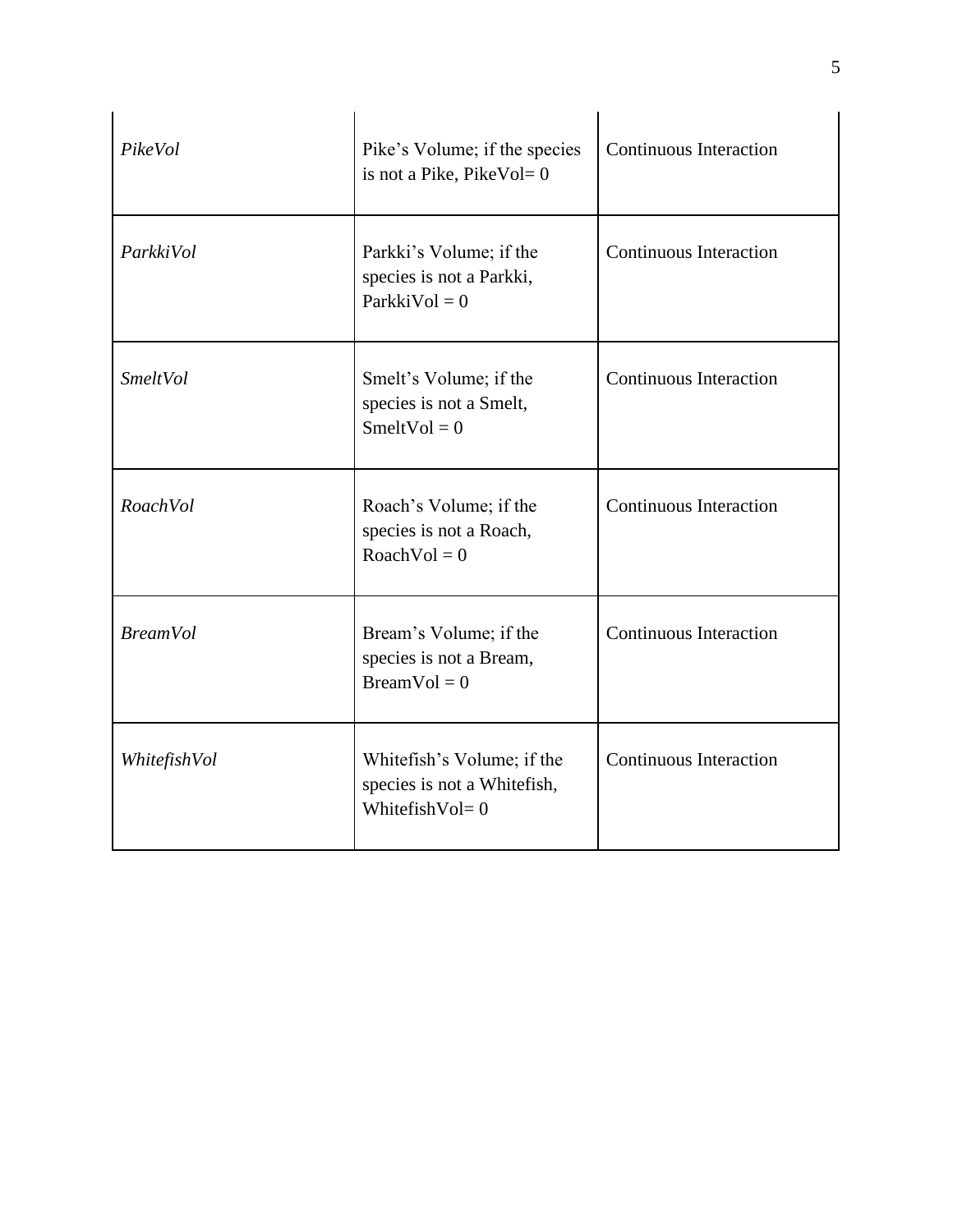| | | |
|---|---|---|
| *PikeVol* | Pike's Volume; if the species is not a Pike, PikeVol= 0 | Continuous Interaction |
| *ParkkiVol* | Parkki's Volume; if the species is not a Parkki, ParkkiVol = 0 | Continuous Interaction |
| *SmeltVol* | Smelt's Volume; if the species is not a Smelt, SmeltVol = 0 | Continuous Interaction |
| *RoachVol* | Roach's Volume; if the species is not a Roach, RoachVol = 0 | Continuous Interaction |
| *BreamVol* | Bream's Volume; if the species is not a Bream, BreamVol = 0 | Continuous Interaction |
| *WhitefishVol* | Whitefish's Volume; if the species is not a Whitefish, WhitefishVol= 0 | Continuous Interaction |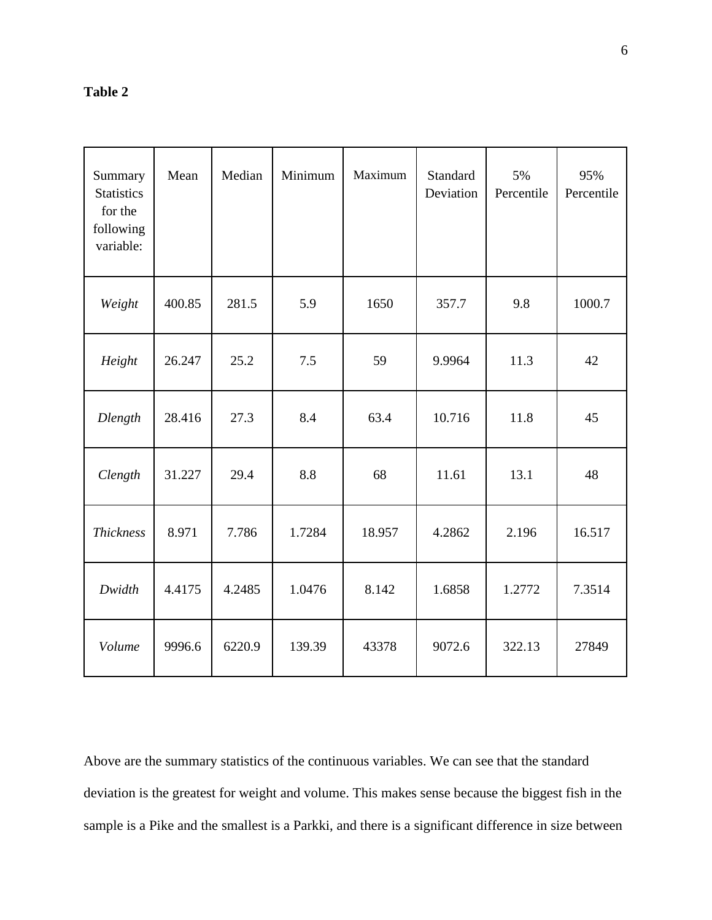**Table 2**

| Summary Statistics for the following variable: | Mean | Median | Minimum | Maximum | Standard Deviation | 5% Percentile | 95% Percentile |
|---|---|---|---|---|---|---|---|
| *Weight* | 400.85 | 281.5 | 5.9 | 1650 | 357.7 | 9.8 | 1000.7 |
| *Height* | 26.247 | 25.2 | 7.5 | 59 | 9.9964 | 11.3 | 42 |
| *Dlength* | 28.416 | 27.3 | 8.4 | 63.4 | 10.716 | 11.8 | 45 |
| *Clength* | 31.227 | 29.4 | 8.8 | 68 | 11.61 | 13.1 | 48 |
| *Thickness* | 8.971 | 7.786 | 1.7284 | 18.957 | 4.2862 | 2.196 | 16.517 |
| *Dwidth* | 4.4175 | 4.2485 | 1.0476 | 8.142 | 1.6858 | 1.2772 | 7.3514 |
| *Volume* | 9996.6 | 6220.9 | 139.39 | 43378 | 9072.6 | 322.13 | 27849 |

Above are the summary statistics of the continuous variables. We can see that the standard deviation is the greatest for weight and volume. This makes sense because the biggest fish in the sample is a Pike and the smallest is a Parkki, and there is a significant difference in size between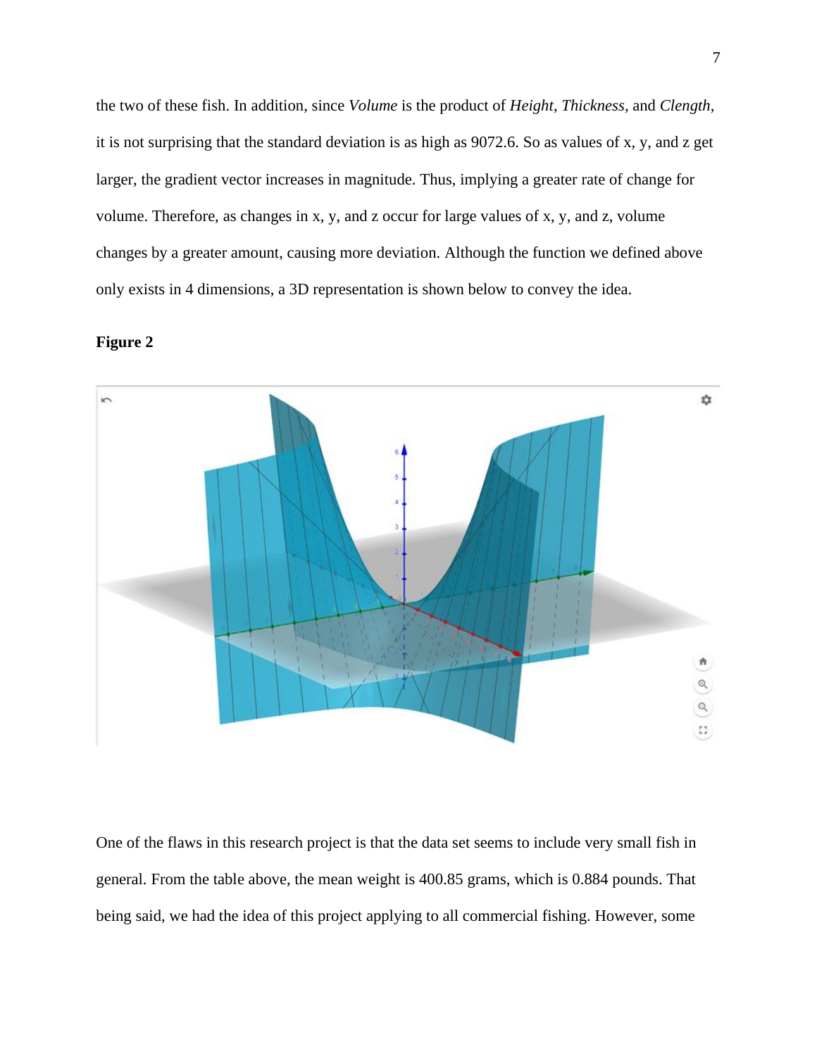the two of these fish. In addition, since *Volume* is the product of *Height*, *Thickness*, and *Clength*, it is not surprising that the standard deviation is as high as 9072.6. So as values of x, y, and z get larger, the gradient vector increases in magnitude. Thus, implying a greater rate of change for volume. Therefore, as changes in x, y, and z occur for large values of x, y, and z, volume changes by a greater amount, causing more deviation. Although the function we defined above only exists in 4 dimensions, a 3D representation is shown below to convey the idea.

**Figure 2**

One of the flaws in this research project is that the data set seems to include very small fish in general. From the table above, the mean weight is 400.85 grams, which is 0.884 pounds. That being said, we had the idea of this project applying to all commercial fishing. However, some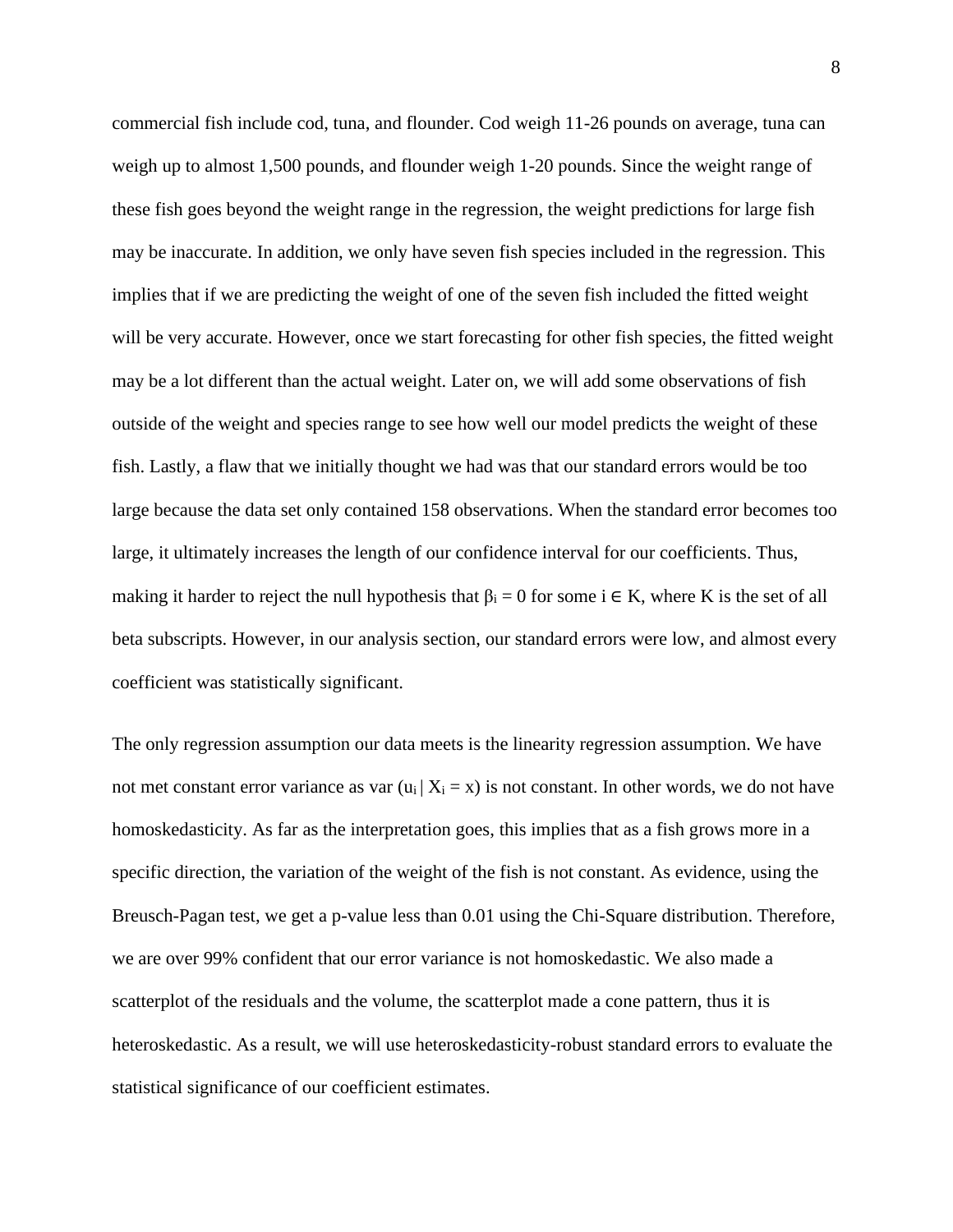commercial fish include cod, tuna, and flounder. Cod weigh 11-26 pounds on average, tuna can weigh up to almost 1,500 pounds, and flounder weigh 1-20 pounds. Since the weight range of these fish goes beyond the weight range in the regression, the weight predictions for large fish may be inaccurate. In addition, we only have seven fish species included in the regression. This implies that if we are predicting the weight of one of the seven fish included the fitted weight will be very accurate. However, once we start forecasting for other fish species, the fitted weight may be a lot different than the actual weight. Later on, we will add some observations of fish outside of the weight and species range to see how well our model predicts the weight of these fish. Lastly, a flaw that we initially thought we had was that our standard errors would be too large because the data set only contained 158 observations. When the standard error becomes too large, it ultimately increases the length of our confidence interval for our coefficients. Thus, making it harder to reject the null hypothesis that $\beta_i = 0$ for some $i \in K$, where K is the set of all beta subscripts. However, in our analysis section, our standard errors were low, and almost every coefficient was statistically significant.

The only regression assumption our data meets is the linearity regression assumption. We have not met constant error variance as var $(u_i \mid X_i = x)$ is not constant. In other words, we do not have homoskedasticity. As far as the interpretation goes, this implies that as a fish grows more in a specific direction, the variation of the weight of the fish is not constant. As evidence, using the Breusch-Pagan test, we get a p-value less than 0.01 using the Chi-Square distribution. Therefore, we are over 99% confident that our error variance is not homoskedastic. We also made a scatterplot of the residuals and the volume, the scatterplot made a cone pattern, thus it is heteroskedastic. As a result, we will use heteroskedasticity-robust standard errors to evaluate the statistical significance of our coefficient estimates.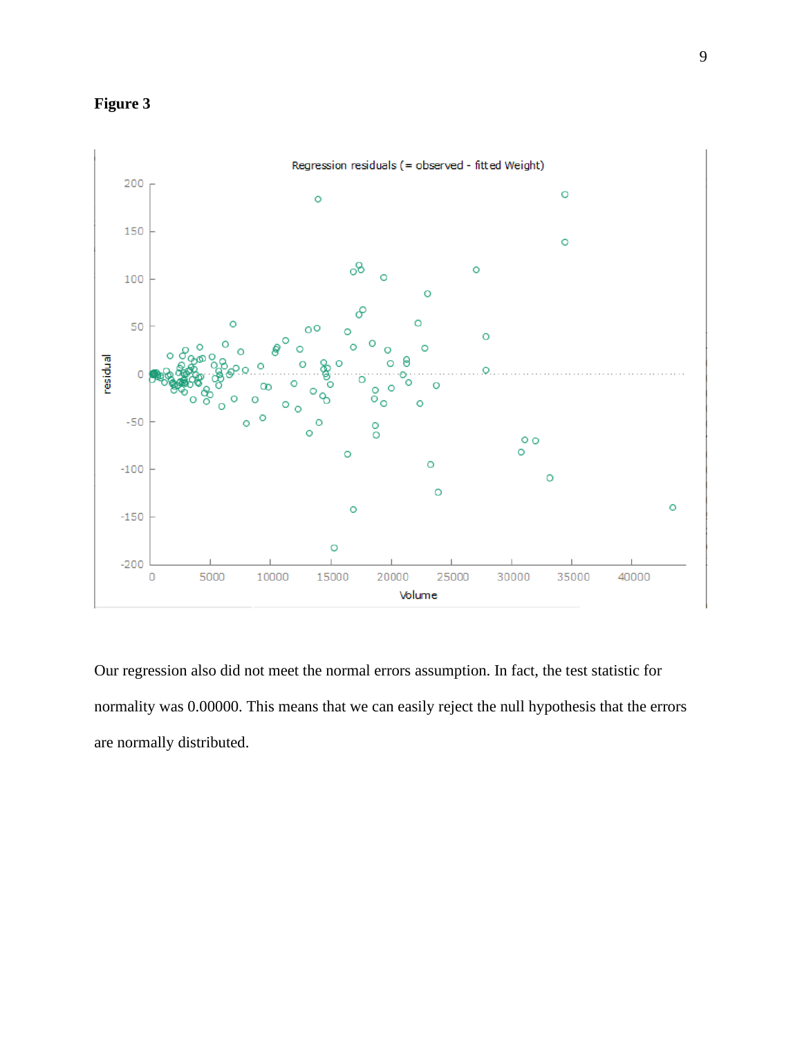**Figure 3**

Our regression also did not meet the normal errors assumption. In fact, the test statistic for normality was 0.00000. This means that we can easily reject the null hypothesis that the errors are normally distributed.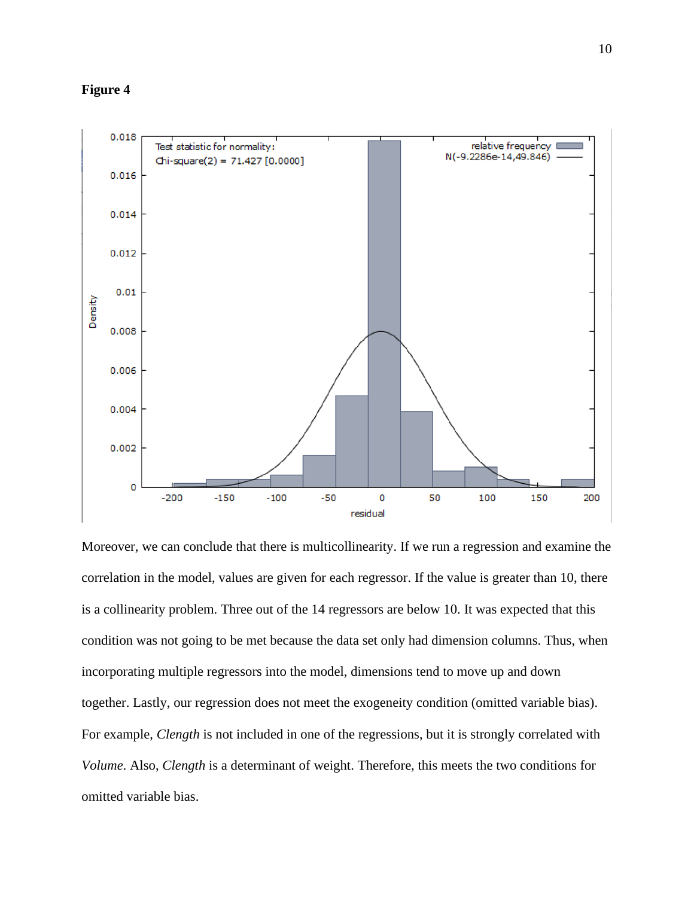**Figure 4**

Moreover, we can conclude that there is multicollinearity. If we run a regression and examine the correlation in the model, values are given for each regressor. If the value is greater than 10, there is a collinearity problem. Three out of the 14 regressors are below 10. It was expected that this condition was not going to be met because the data set only had dimension columns. Thus, when incorporating multiple regressors into the model, dimensions tend to move up and down together. Lastly, our regression does not meet the exogeneity condition (omitted variable bias). For example, *Clength* is not included in one of the regressions, but it is strongly correlated with *Volume*. Also, *Clength* is a determinant of weight. Therefore, this meets the two conditions for omitted variable bias.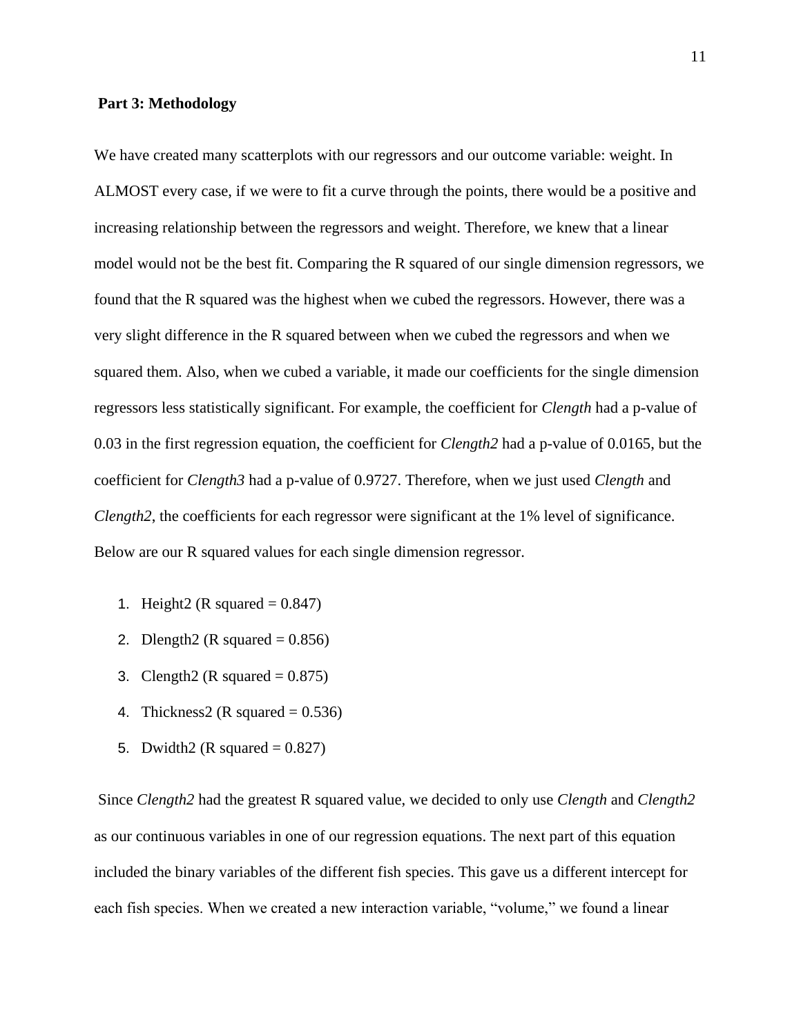**Part 3: Methodology**

We have created many scatterplots with our regressors and our outcome variable: weight. In ALMOST every case, if we were to fit a curve through the points, there would be a positive and increasing relationship between the regressors and weight. Therefore, we knew that a linear model would not be the best fit. Comparing the R squared of our single dimension regressors, we found that the R squared was the highest when we cubed the regressors. However, there was a very slight difference in the R squared between when we cubed the regressors and when we squared them. Also, when we cubed a variable, it made our coefficients for the single dimension regressors less statistically significant. For example, the coefficient for *Clength* had a p-value of 0.03 in the first regression equation, the coefficient for *Clength2* had a p-value of 0.0165, but the coefficient for *Clength3* had a p-value of 0.9727. Therefore, when we just used *Clength* and *Clength2*, the coefficients for each regressor were significant at the 1% level of significance. Below are our R squared values for each single dimension regressor.

1. Height2 (R squared = 0.847)
2. Dlength2 (R squared = 0.856)
3. Clength2 (R squared = 0.875)
4. Thickness2 (R squared = 0.536)
5. Dwidth2 (R squared = 0.827)

Since *Clength2* had the greatest R squared value, we decided to only use *Clength* and *Clength2* as our continuous variables in one of our regression equations. The next part of this equation included the binary variables of the different fish species. This gave us a different intercept for each fish species. When we created a new interaction variable, "volume," we found a linear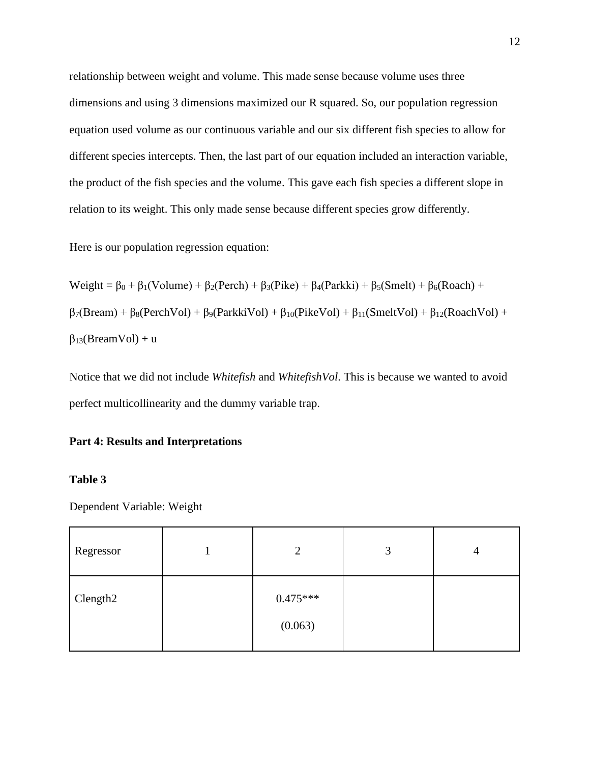relationship between weight and volume. This made sense because volume uses three dimensions and using 3 dimensions maximized our R squared. So, our population regression equation used volume as our continuous variable and our six different fish species to allow for different species intercepts. Then, the last part of our equation included an interaction variable, the product of the fish species and the volume. This gave each fish species a different slope in relation to its weight. This only made sense because different species grow differently.

Here is our population regression equation:

$$Weight = \beta_0 + \beta_1(Volume) + \beta_2(Perch) + \beta_3(Pike) + \beta_4(Parkki) + \beta_5(Smelt) + \beta_6(Roach) + \beta_7(Bream) + \beta_8(PerchVol) + \beta_9(ParkkiVol) + \beta_{10}(PikeVol) + \beta_{11}(SmeltVol) + \beta_{12}(RoachVol) + \beta_{13}(BreamVol) + u$$

Notice that we did not include *Whitefish* and *WhitefishVol*. This is because we wanted to avoid perfect multicollinearity and the dummy variable trap.

**Part 4: Results and Interpretations**

**Table 3**

Dependent Variable: Weight

| Regressor | 1 | 2 | 3 | 4 |
|---|---|---|---|---|
| Clength2 | | 0.475*** (0.063) | | |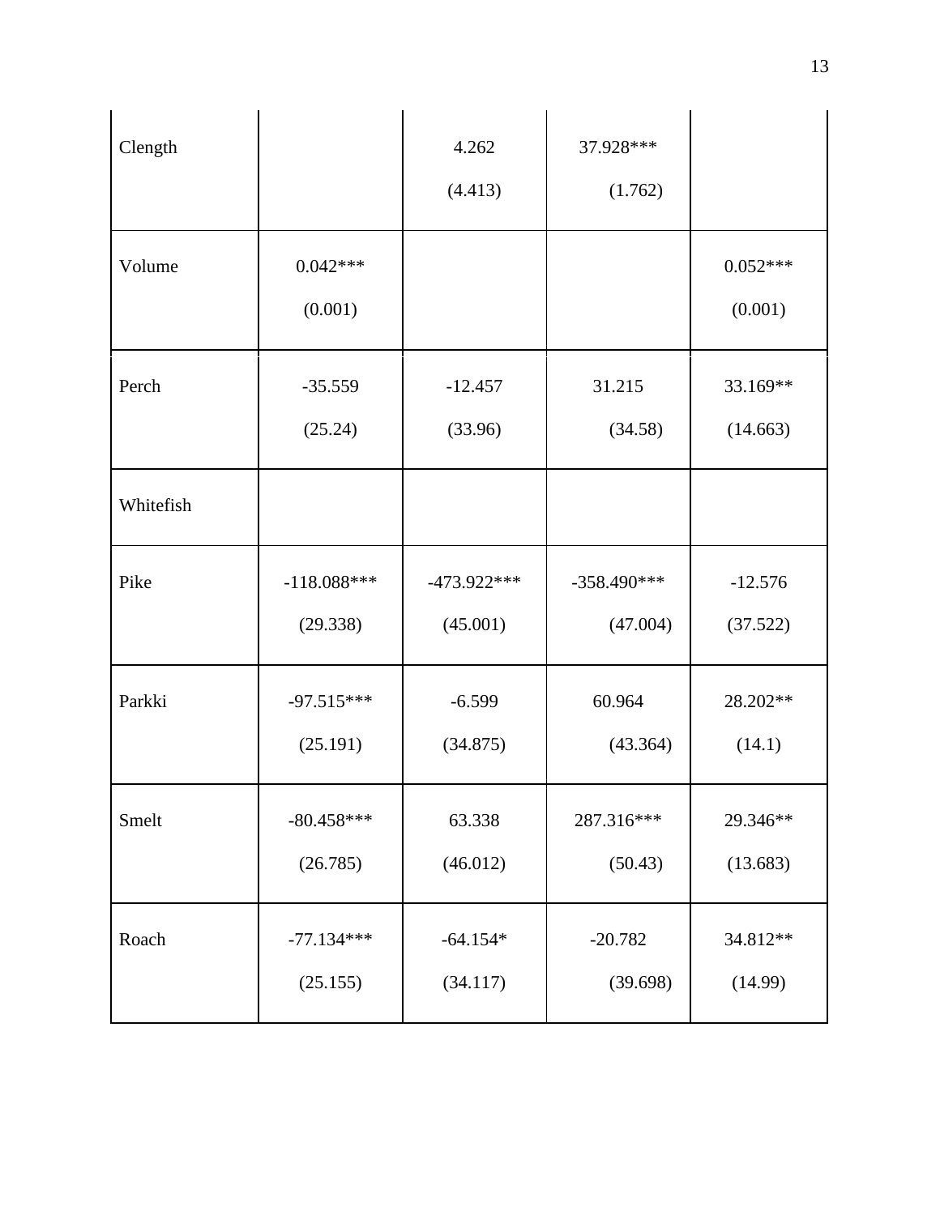| | | | | |
|---|---|---|---|---|
| Clength | | 4.262<br>(4.413) | 37.928***<br>(1.762) | |
| Volume | 0.042***<br>(0.001) | | | 0.052***<br>(0.001) |
| Perch | -35.559<br>(25.24) | -12.457<br>(33.96) | 31.215<br>(34.58) | 33.169**<br>(14.663) |
| Whitefish | | | | |
| Pike | -118.088***<br>(29.338) | -473.922***<br>(45.001) | -358.490***<br>(47.004) | -12.576<br>(37.522) |
| Parkki | -97.515***<br>(25.191) | -6.599<br>(34.875) | 60.964<br>(43.364) | 28.202**<br>(14.1) |
| Smelt | -80.458***<br>(26.785) | 63.338<br>(46.012) | 287.316***<br>(50.43) | 29.346**<br>(13.683) |
| Roach | -77.134***<br>(25.155) | -64.154*<br>(34.117) | -20.782<br>(39.698) | 34.812**<br>(14.99) |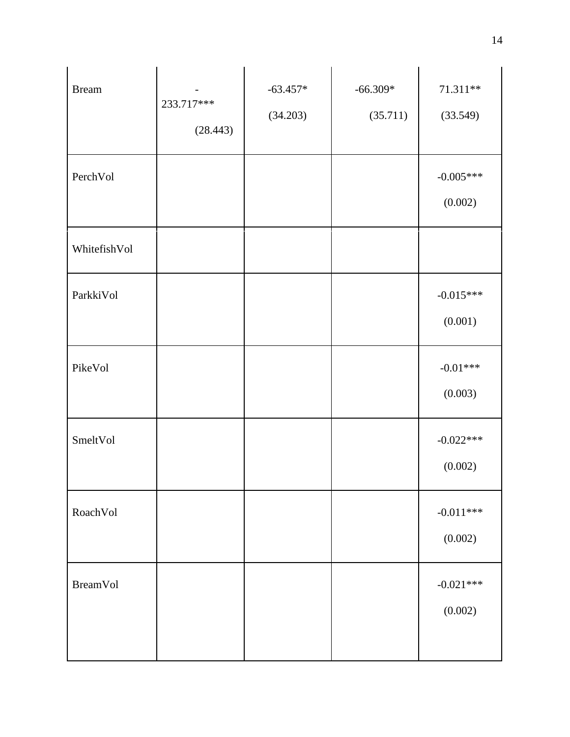| | | | | |
|---|---|---|---|---|
| Bream | -233.717*** (28.443) | -63.457* (34.203) | -66.309* (35.711) | 71.311** (33.549) |
| PerchVol | | | | -0.005*** (0.002) |
| WhitefishVol | | | | |
| ParkkiVol | | | | -0.015*** (0.001) |
| PikeVol | | | | -0.01*** (0.003) |
| SmeltVol | | | | -0.022*** (0.002) |
| RoachVol | | | | -0.011*** (0.002) |
| BreamVol | | | | -0.021*** (0.002) |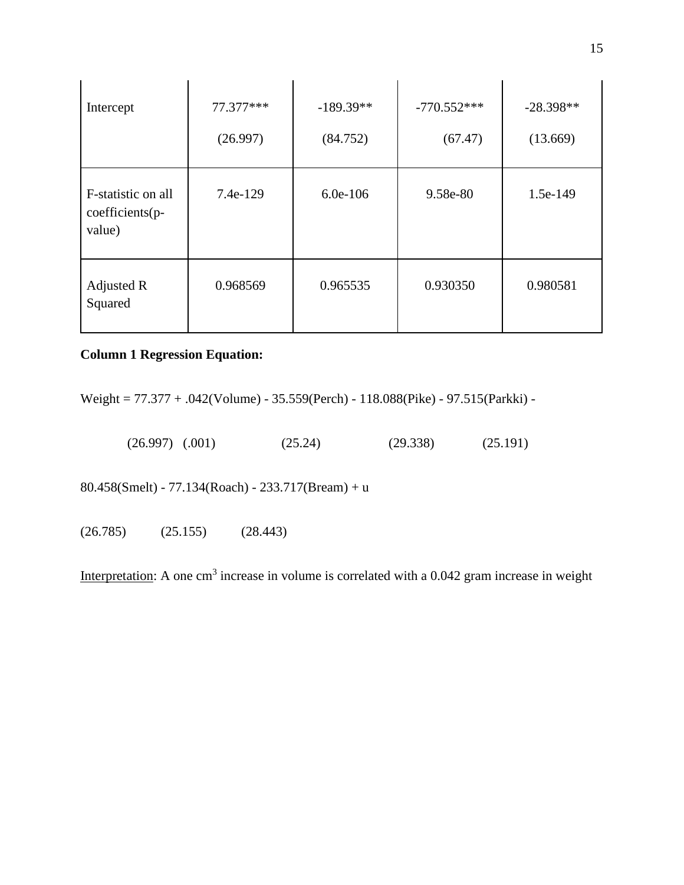| | | | | |
|---|---|---|---|---|
| Intercept | 77.377*** (26.997) | -189.39** (84.752) | -770.552*** (67.47) | -28.398** (13.669) |
| F-statistic on all coefficients(p-value) | 7.4e-129 | 6.0e-106 | 9.58e-80 | 1.5e-149 |
| Adjusted R Squared | 0.968569 | 0.965535 | 0.930350 | 0.980581 |

**Column 1 Regression Equation:**

Weight = 77.377 + .042(Volume) - 35.559(Perch) - 118.088(Pike) - 97.515(Parkki) -

(26.997) (.001) (25.24) (29.338) (25.191)

80.458(Smelt) - 77.134(Roach) - 233.717(Bream) + u

(26.785) (25.155) (28.443)

Interpretation: A one $cm^3$ increase in volume is correlated with a 0.042 gram increase in weight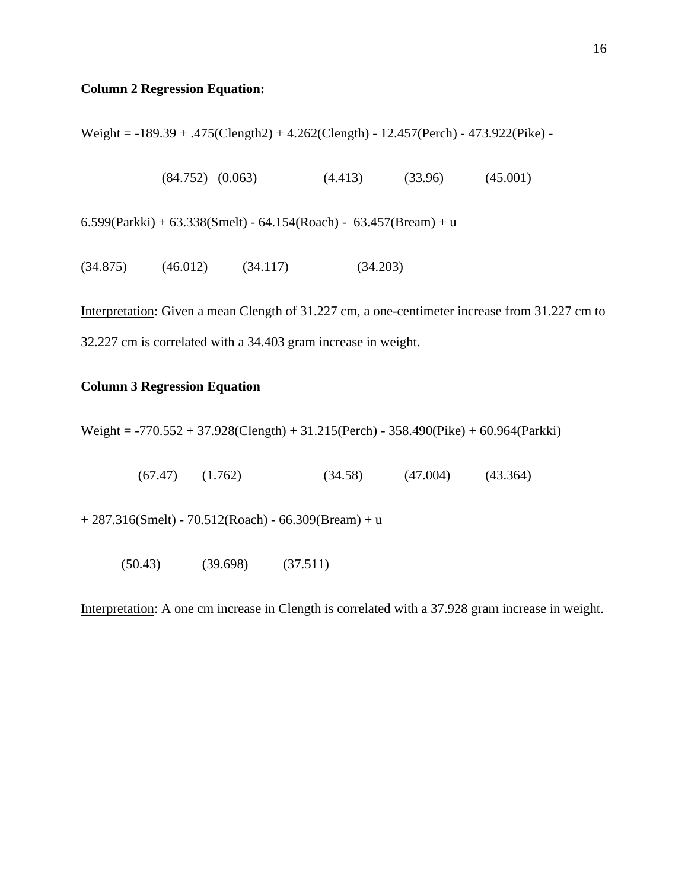**Column 2 Regression Equation:**

Weight = -189.39 + .475(Clength2) + 4.262(Clength) - 12.457(Perch) - 473.922(Pike) -

(84.752) (0.063) (4.413) (33.96) (45.001)

6.599(Parkki) + 63.338(Smelt) - 64.154(Roach) - 63.457(Bream) + u

(34.875) (46.012) (34.117) (34.203)

Interpretation: Given a mean Clength of 31.227 cm, a one-centimeter increase from 31.227 cm to 32.227 cm is correlated with a 34.403 gram increase in weight.

**Column 3 Regression Equation**

Weight = -770.552 + 37.928(Clength) + 31.215(Perch) - 358.490(Pike) + 60.964(Parkki)

(67.47) (1.762) (34.58) (47.004) (43.364)

+ 287.316(Smelt) - 70.512(Roach) - 66.309(Bream) + u

(50.43) (39.698) (37.511)

Interpretation: A one cm increase in Clength is correlated with a 37.928 gram increase in weight.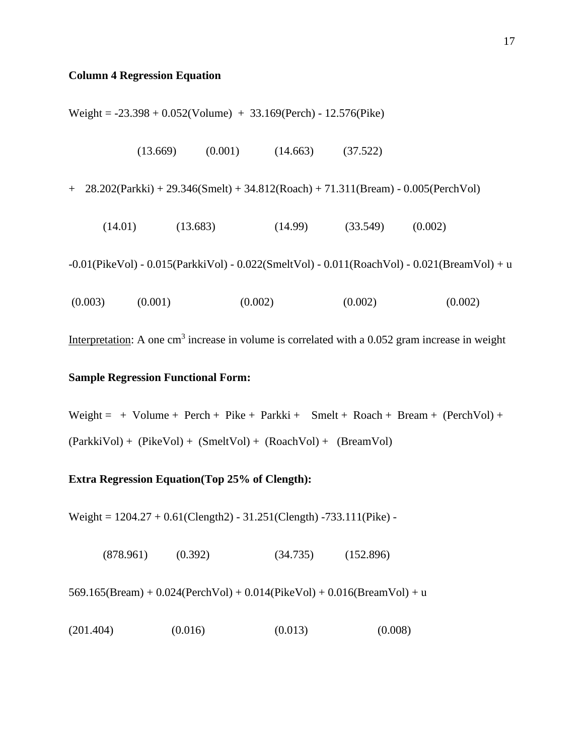**Column 4 Regression Equation**

Weight = -23.398 + 0.052(Volume) + 33.169(Perch) - 12.576(Pike)

(13.669) (0.001) (14.663) (37.522)

\+ 28.202(Parkki) + 29.346(Smelt) + 34.812(Roach) + 71.311(Bream) - 0.005(PerchVol)

(14.01) (13.683) (14.99) (33.549) (0.002)

-0.01(PikeVol) - 0.015(ParkkiVol) - 0.022(SmeltVol) - 0.011(RoachVol) - 0.021(BreamVol) + u

(0.003) (0.001) (0.002) (0.002) (0.002)

Interpretation: A one $cm^3$ increase in volume is correlated with a 0.052 gram increase in weight

**Sample Regression Functional Form:**

Weight = + Volume + Perch + Pike + Parkki + Smelt + Roach + Bream + (PerchVol) + (ParkkiVol) + (PikeVol) + (SmeltVol) + (RoachVol) + (BreamVol)

**Extra Regression Equation(Top 25% of Clength):**

Weight = 1204.27 + 0.61(Clength2) - 31.251(Clength) -733.111(Pike) -

(878.961) (0.392) (34.735) (152.896)

569.165(Bream) + 0.024(PerchVol) + 0.014(PikeVol) + 0.016(BreamVol) + u

(201.404) (0.016) (0.013) (0.008)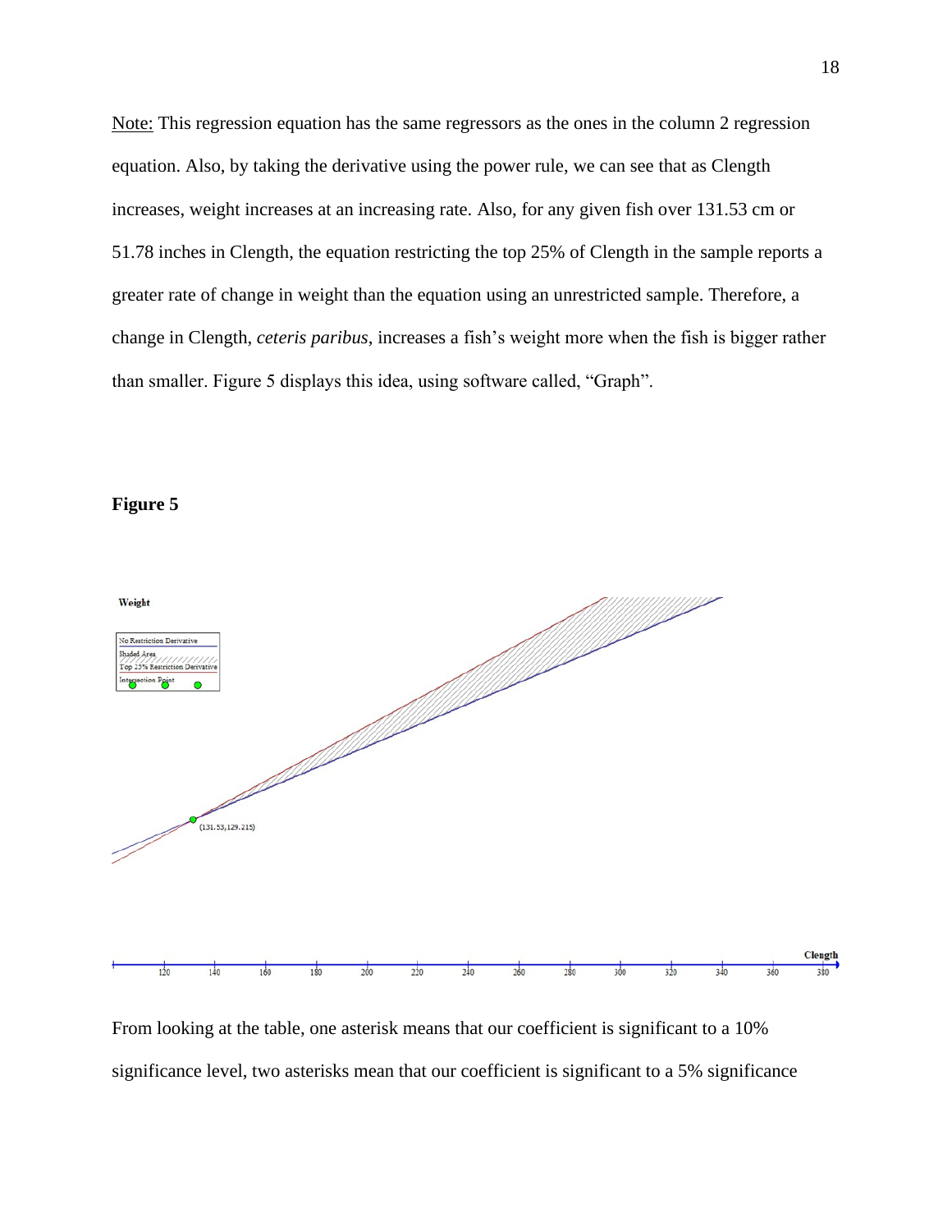Note: This regression equation has the same regressors as the ones in the column 2 regression equation. Also, by taking the derivative using the power rule, we can see that as Clength increases, weight increases at an increasing rate. Also, for any given fish over 131.53 cm or 51.78 inches in Clength, the equation restricting the top 25% of Clength in the sample reports a greater rate of change in weight than the equation using an unrestricted sample. Therefore, a change in Clength, *ceteris paribus*, increases a fish's weight more when the fish is bigger rather than smaller. Figure 5 displays this idea, using software called, "Graph".

**Figure 5**

From looking at the table, one asterisk means that our coefficient is significant to a 10% significance level, two asterisks mean that our coefficient is significant to a 5% significance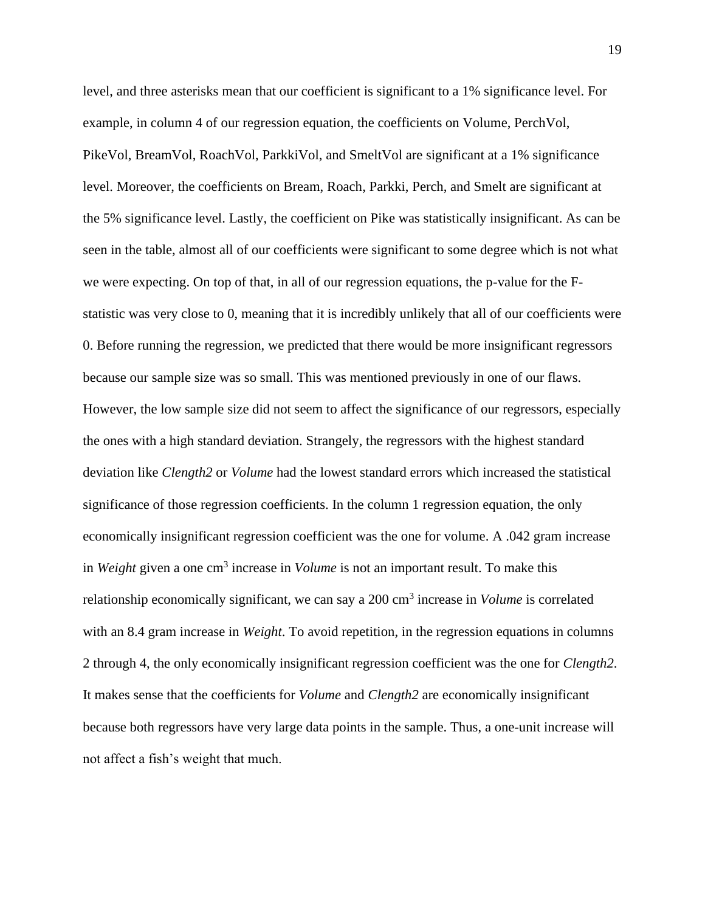level, and three asterisks mean that our coefficient is significant to a 1% significance level. For example, in column 4 of our regression equation, the coefficients on Volume, PerchVol, PikeVol, BreamVol, RoachVol, ParkkiVol, and SmeltVol are significant at a 1% significance level. Moreover, the coefficients on Bream, Roach, Parkki, Perch, and Smelt are significant at the 5% significance level. Lastly, the coefficient on Pike was statistically insignificant. As can be seen in the table, almost all of our coefficients were significant to some degree which is not what we were expecting. On top of that, in all of our regression equations, the p-value for the F-statistic was very close to 0, meaning that it is incredibly unlikely that all of our coefficients were 0. Before running the regression, we predicted that there would be more insignificant regressors because our sample size was so small. This was mentioned previously in one of our flaws. However, the low sample size did not seem to affect the significance of our regressors, especially the ones with a high standard deviation. Strangely, the regressors with the highest standard deviation like *Clength2* or *Volume* had the lowest standard errors which increased the statistical significance of those regression coefficients. In the column 1 regression equation, the only economically insignificant regression coefficient was the one for volume. A .042 gram increase in *Weight* given a one $cm^3$ increase in *Volume* is not an important result. To make this relationship economically significant, we can say a 200 $cm^3$ increase in *Volume* is correlated with an 8.4 gram increase in *Weight*. To avoid repetition, in the regression equations in columns 2 through 4, the only economically insignificant regression coefficient was the one for *Clength2*. It makes sense that the coefficients for *Volume* and *Clength2* are economically insignificant because both regressors have very large data points in the sample. Thus, a one-unit increase will not affect a fish's weight that much.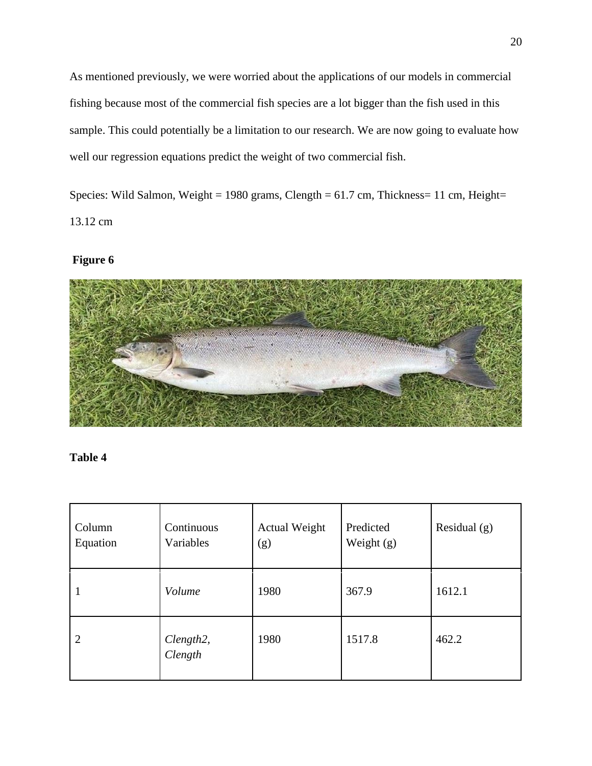As mentioned previously, we were worried about the applications of our models in commercial fishing because most of the commercial fish species are a lot bigger than the fish used in this sample. This could potentially be a limitation to our research. We are now going to evaluate how well our regression equations predict the weight of two commercial fish.

Species: Wild Salmon, Weight = 1980 grams, Clength = 61.7 cm, Thickness= 11 cm, Height= 13.12 cm

**Figure 6**

**Table 4**

| Column Equation | Continuous Variables | Actual Weight (g) | Predicted Weight (g) | Residual (g) |
|---|---|---|---|---|
| 1 | *Volume* | 1980 | 367.9 | 1612.1 |
| 2 | *Clength2, Clength* | 1980 | 1517.8 | 462.2 |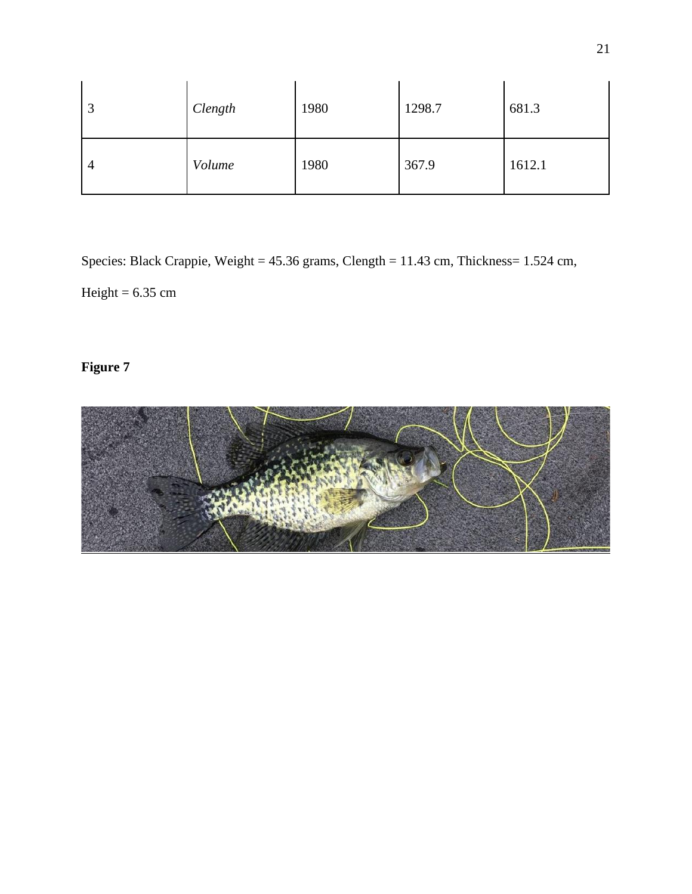| | | | | |
|---|---|---|---|---|
| 3 | *Clength* | 1980 | 1298.7 | 681.3 |
| 4 | *Volume* | 1980 | 367.9 | 1612.1 |

Species: Black Crappie, Weight = 45.36 grams, Clength = 11.43 cm, Thickness= 1.524 cm, Height = 6.35 cm

**Figure 7**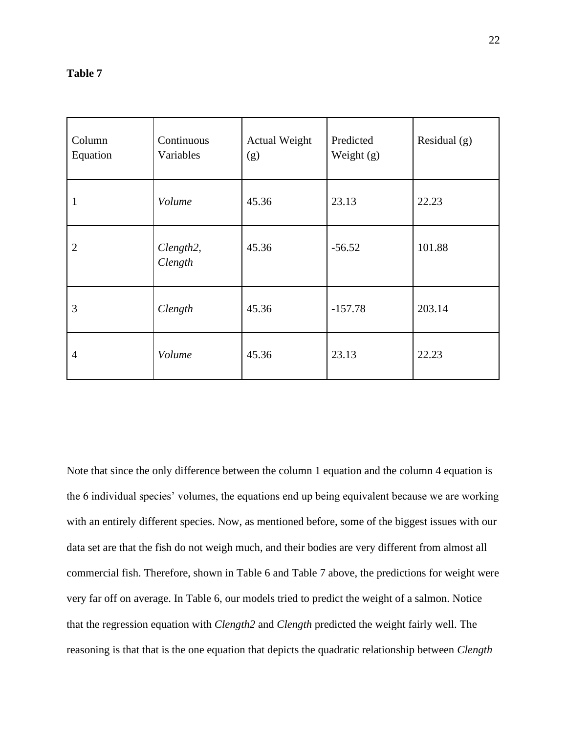**Table 7**

| Column Equation | Continuous Variables | Actual Weight (g) | Predicted Weight (g) | Residual (g) |
|---|---|---|---|---|
| 1 | *Volume* | 45.36 | 23.13 | 22.23 |
| 2 | *Clength2*, *Clength* | 45.36 | -56.52 | 101.88 |
| 3 | *Clength* | 45.36 | -157.78 | 203.14 |
| 4 | *Volume* | 45.36 | 23.13 | 22.23 |

Note that since the only difference between the column 1 equation and the column 4 equation is the 6 individual species' volumes, the equations end up being equivalent because we are working with an entirely different species. Now, as mentioned before, some of the biggest issues with our data set are that the fish do not weigh much, and their bodies are very different from almost all commercial fish. Therefore, shown in Table 6 and Table 7 above, the predictions for weight were very far off on average. In Table 6, our models tried to predict the weight of a salmon. Notice that the regression equation with *Clength2* and *Clength* predicted the weight fairly well. The reasoning is that that is the one equation that depicts the quadratic relationship between *Clength*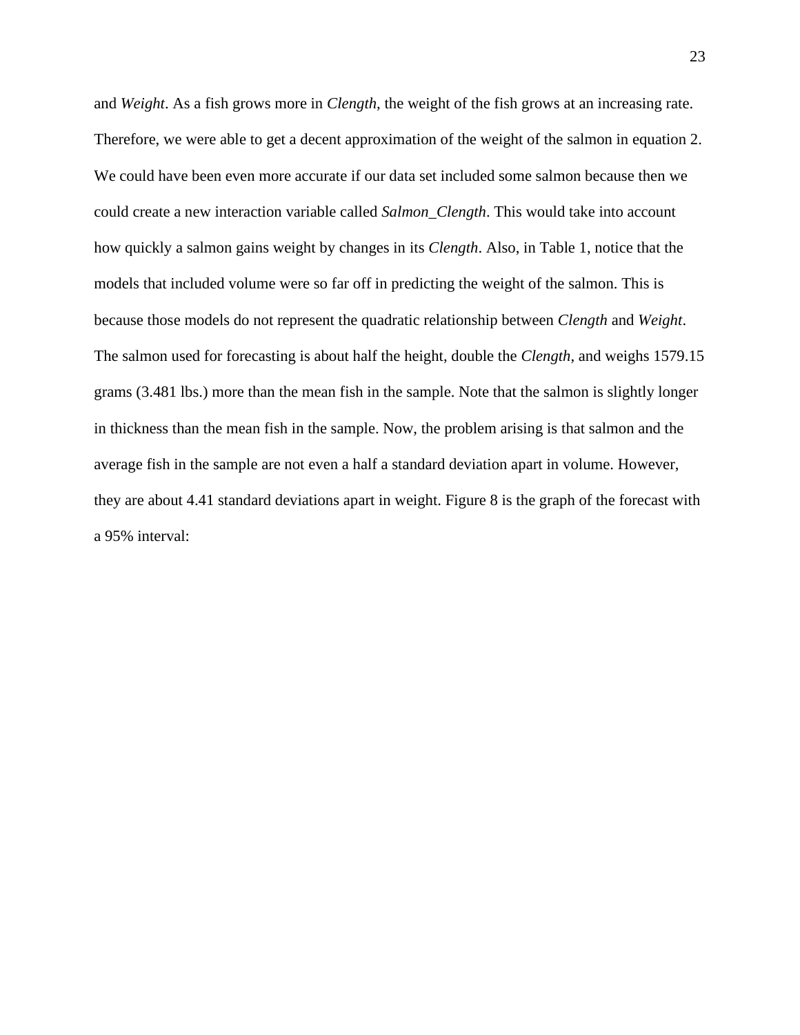and *Weight*. As a fish grows more in *Clength*, the weight of the fish grows at an increasing rate. Therefore, we were able to get a decent approximation of the weight of the salmon in equation 2. We could have been even more accurate if our data set included some salmon because then we could create a new interaction variable called *Salmon_Clength*. This would take into account how quickly a salmon gains weight by changes in its *Clength*. Also, in Table 1, notice that the models that included volume were so far off in predicting the weight of the salmon. This is because those models do not represent the quadratic relationship between *Clength* and *Weight*. The salmon used for forecasting is about half the height, double the *Clength*, and weighs 1579.15 grams (3.481 lbs.) more than the mean fish in the sample. Note that the salmon is slightly longer in thickness than the mean fish in the sample. Now, the problem arising is that salmon and the average fish in the sample are not even a half a standard deviation apart in volume. However, they are about 4.41 standard deviations apart in weight. Figure 8 is the graph of the forecast with a 95% interval: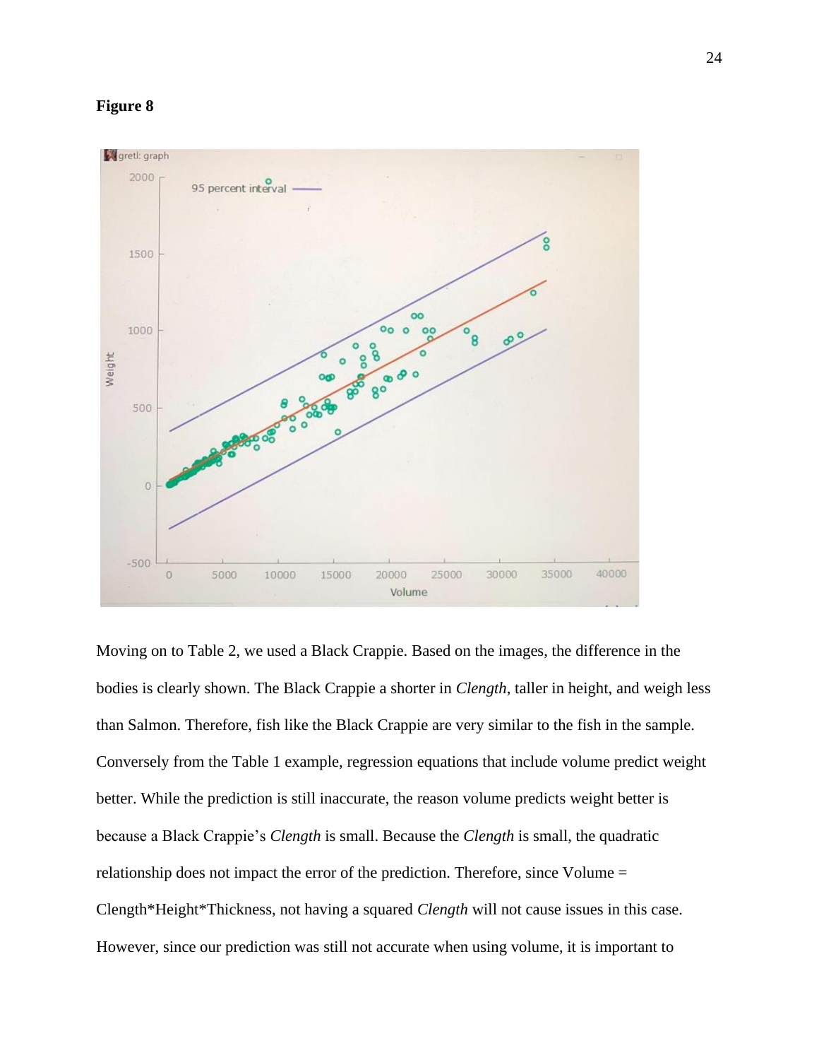**Figure 8**

Moving on to Table 2, we used a Black Crappie. Based on the images, the difference in the bodies is clearly shown. The Black Crappie a shorter in *Clength*, taller in height, and weigh less than Salmon. Therefore, fish like the Black Crappie are very similar to the fish in the sample. Conversely from the Table 1 example, regression equations that include volume predict weight better. While the prediction is still inaccurate, the reason volume predicts weight better is because a Black Crappie's *Clength* is small. Because the *Clength* is small, the quadratic relationship does not impact the error of the prediction. Therefore, since Volume = Clength*Height*Thickness, not having a squared *Clength* will not cause issues in this case. However, since our prediction was still not accurate when using volume, it is important to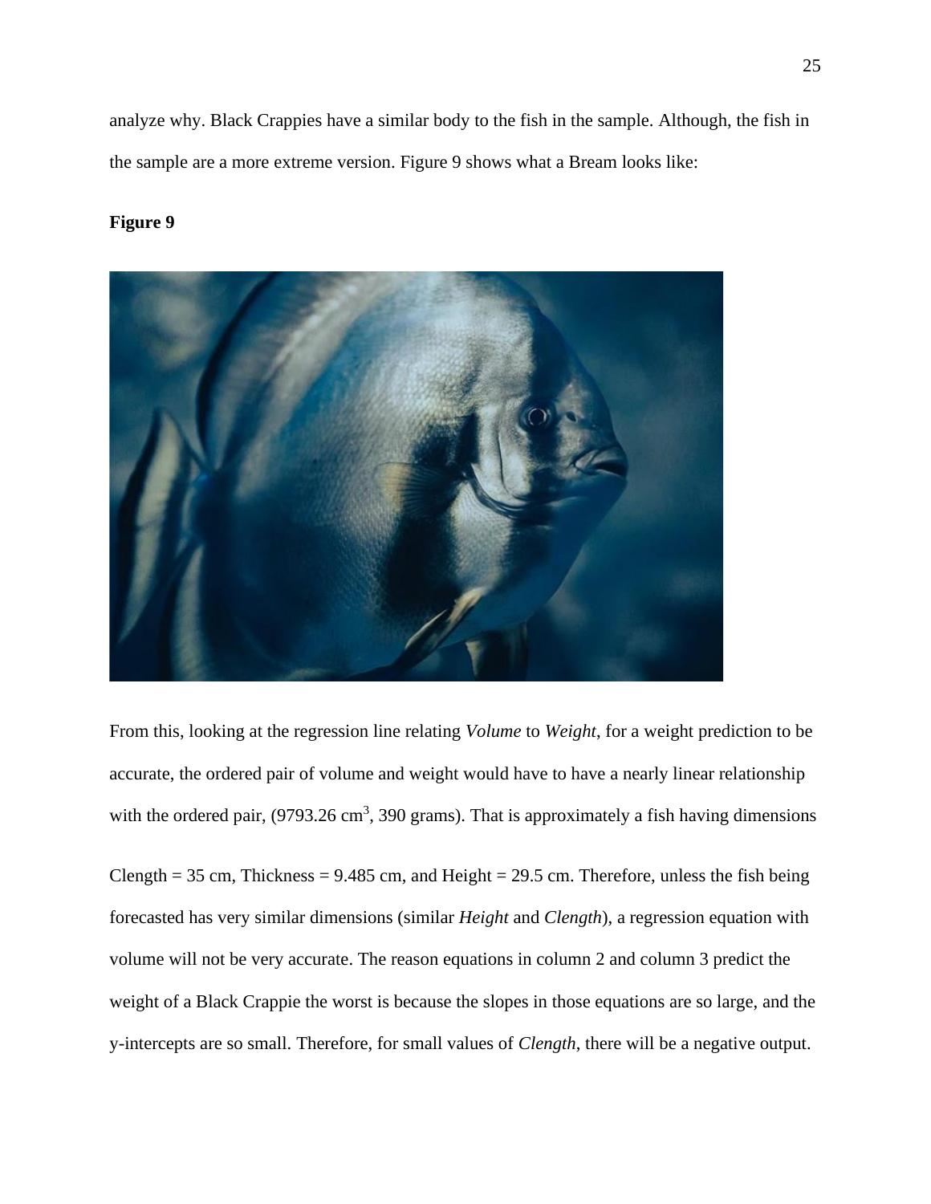analyze why. Black Crappies have a similar body to the fish in the sample. Although, the fish in the sample are a more extreme version. Figure 9 shows what a Bream looks like:

**Figure 9**

From this, looking at the regression line relating *Volume* to *Weight*, for a weight prediction to be accurate, the ordered pair of volume and weight would have to have a nearly linear relationship with the ordered pair, (9793.26 $cm^3$, 390 grams). That is approximately a fish having dimensions

Clength = 35 cm, Thickness = 9.485 cm, and Height = 29.5 cm. Therefore, unless the fish being forecasted has very similar dimensions (similar *Height* and *Clength*), a regression equation with volume will not be very accurate. The reason equations in column 2 and column 3 predict the weight of a Black Crappie the worst is because the slopes in those equations are so large, and the y-intercepts are so small. Therefore, for small values of *Clength*, there will be a negative output.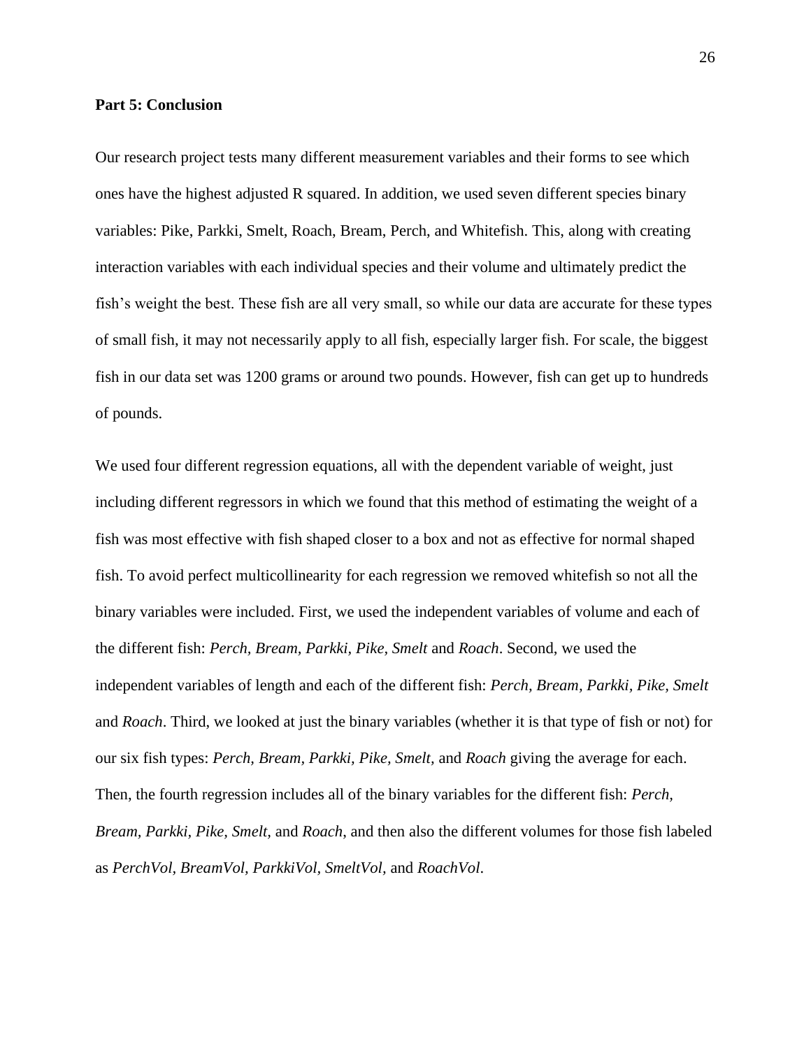**Part 5: Conclusion**

Our research project tests many different measurement variables and their forms to see which ones have the highest adjusted R squared. In addition, we used seven different species binary variables: Pike, Parkki, Smelt, Roach, Bream, Perch, and Whitefish. This, along with creating interaction variables with each individual species and their volume and ultimately predict the fish's weight the best. These fish are all very small, so while our data are accurate for these types of small fish, it may not necessarily apply to all fish, especially larger fish. For scale, the biggest fish in our data set was 1200 grams or around two pounds. However, fish can get up to hundreds of pounds.

We used four different regression equations, all with the dependent variable of weight, just including different regressors in which we found that this method of estimating the weight of a fish was most effective with fish shaped closer to a box and not as effective for normal shaped fish. To avoid perfect multicollinearity for each regression we removed whitefish so not all the binary variables were included. First, we used the independent variables of volume and each of the different fish: *Perch, Bream, Parkki, Pike, Smelt* and *Roach*. Second, we used the independent variables of length and each of the different fish: *Perch, Bream, Parkki, Pike, Smelt* and *Roach*. Third, we looked at just the binary variables (whether it is that type of fish or not) for our six fish types: *Perch, Bream, Parkki, Pike, Smelt,* and *Roach* giving the average for each. Then, the fourth regression includes all of the binary variables for the different fish: *Perch, Bream, Parkki, Pike, Smelt,* and *Roach*, and then also the different volumes for those fish labeled as *PerchVol, BreamVol, ParkkiVol, SmeltVol,* and *RoachVol*.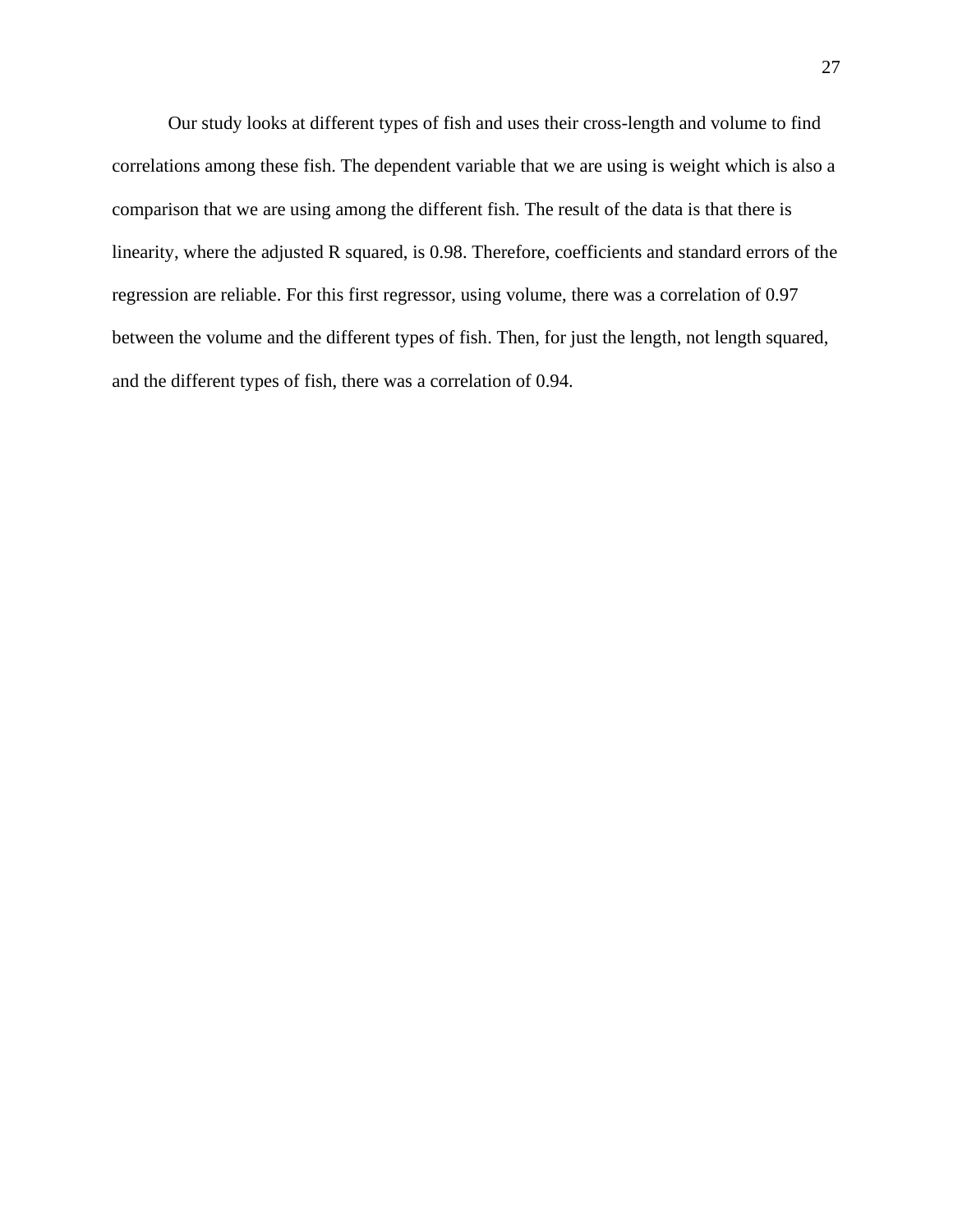Our study looks at different types of fish and uses their cross-length and volume to find correlations among these fish. The dependent variable that we are using is weight which is also a comparison that we are using among the different fish. The result of the data is that there is linearity, where the adjusted R squared, is 0.98. Therefore, coefficients and standard errors of the regression are reliable. For this first regressor, using volume, there was a correlation of 0.97 between the volume and the different types of fish. Then, for just the length, not length squared, and the different types of fish, there was a correlation of 0.94.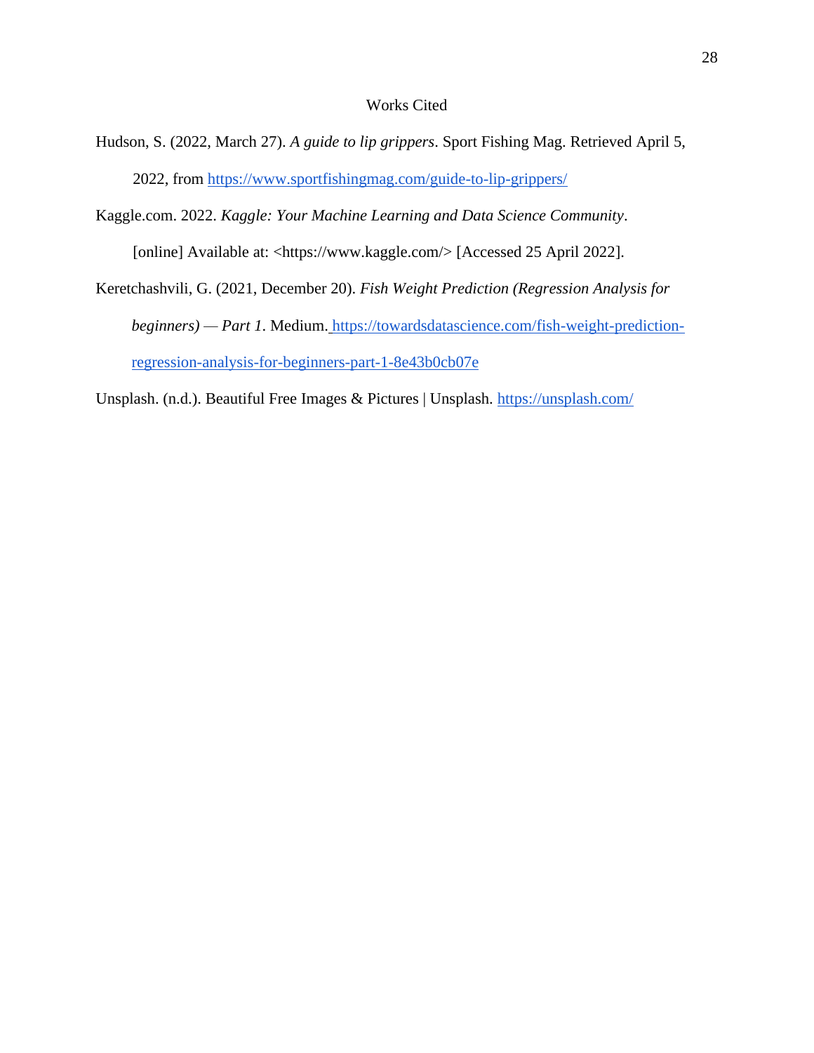# Works Cited

Hudson, S. (2022, March 27). *A guide to lip grippers*. Sport Fishing Mag. Retrieved April 5, 2022, from https://www.sportfishingmag.com/guide-to-lip-grippers/

Kaggle.com. 2022. *Kaggle: Your Machine Learning and Data Science Community*. [online] Available at: <https://www.kaggle.com/> [Accessed 25 April 2022].

Keretchashvili, G. (2021, December 20). *Fish Weight Prediction (Regression Analysis for beginners) — Part 1*. Medium. https://towardsdatascience.com/fish-weight-prediction-regression-analysis-for-beginners-part-1-8e43b0cb07e

Unsplash. (n.d.). Beautiful Free Images & Pictures | Unsplash. https://unsplash.com/